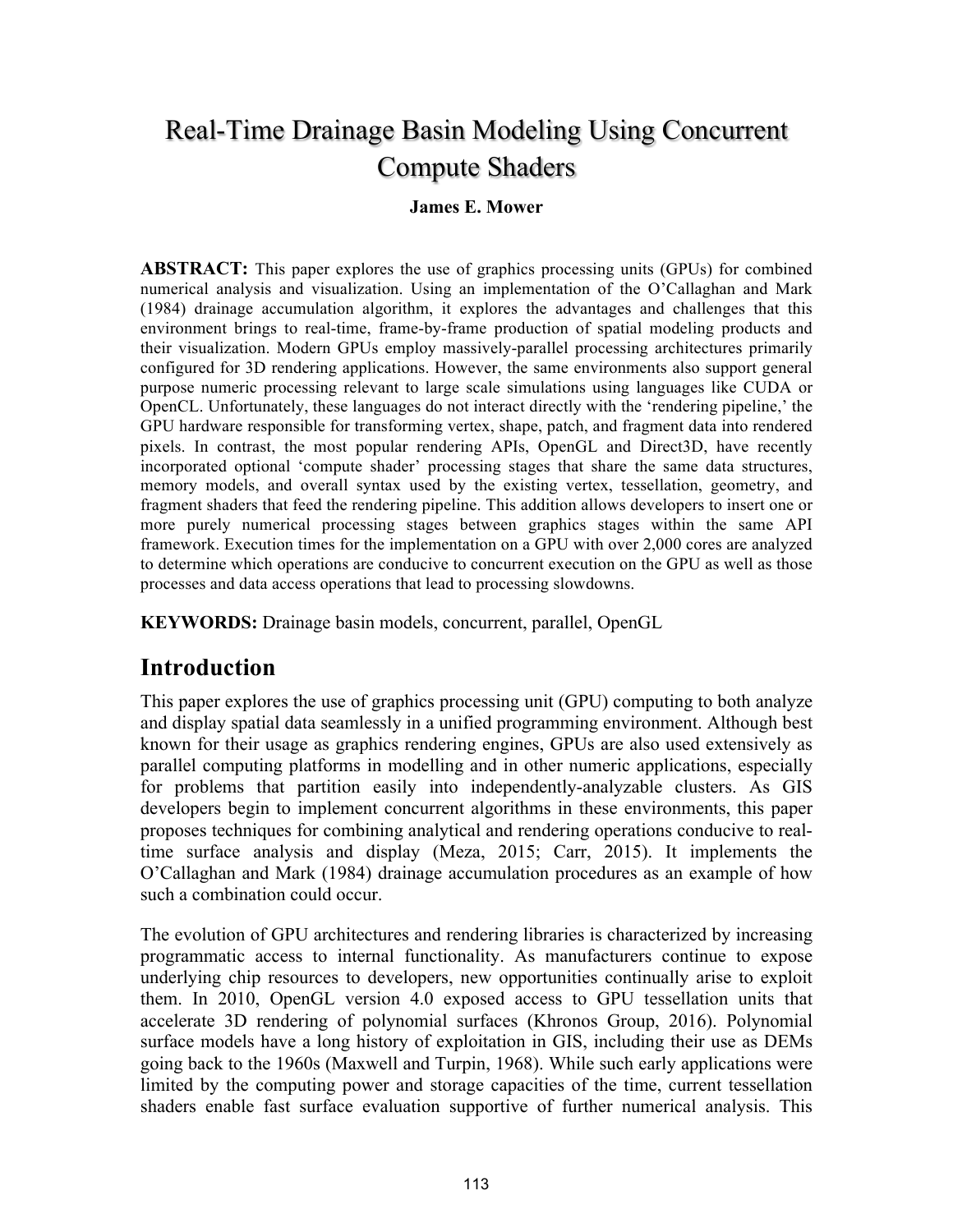# Real-Time Drainage Basin Modeling Using Concurrent Compute Shaders

**James E. Mower**

**ABSTRACT:** This paper explores the use of graphics processing units (GPUs) for combined numerical analysis and visualization. Using an implementation of the O'Callaghan and Mark (1984) drainage accumulation algorithm, it explores the advantages and challenges that this environment brings to real-time, frame-by-frame production of spatial modeling products and their visualization. Modern GPUs employ massively-parallel processing architectures primarily configured for 3D rendering applications. However, the same environments also support general purpose numeric processing relevant to large scale simulations using languages like CUDA or OpenCL. Unfortunately, these languages do not interact directly with the 'rendering pipeline,' the GPU hardware responsible for transforming vertex, shape, patch, and fragment data into rendered pixels. In contrast, the most popular rendering APIs, OpenGL and Direct3D, have recently incorporated optional 'compute shader' processing stages that share the same data structures, memory models, and overall syntax used by the existing vertex, tessellation, geometry, and fragment shaders that feed the rendering pipeline. This addition allows developers to insert one or more purely numerical processing stages between graphics stages within the same API framework. Execution times for the implementation on a GPU with over 2,000 cores are analyzed to determine which operations are conducive to concurrent execution on the GPU as well as those processes and data access operations that lead to processing slowdowns.

**KEYWORDS:** Drainage basin models, concurrent, parallel, OpenGL

## Introduction

This paper explores the use of graphics processing unit (GPU) computing to both analyze and display spatial data seamlessly in a unified programming environment. Although best known for their usage as graphics rendering engines, GPUs are also used extensively as parallel computing platforms in modelling and in other numeric applications, especially for problems that partition easily into independently-analyzable clusters. As GIS developers begin to implement concurrent algorithms in these environments, this paper proposes techniques for combining analytical and rendering operations conducive to real-time surface analysis and display (Meza, 2015; Carr, 2015). It implements the O'Callaghan and Mark (1984) drainage accumulation procedures as an example of how such a combination could occur.

The evolution of GPU architectures and rendering libraries is characterized by increasing programmatic access to internal functionality. As manufacturers continue to expose underlying chip resources to developers, new opportunities continually arise to exploit them. In 2010, OpenGL version 4.0 exposed access to GPU tessellation units that accelerate 3D rendering of polynomial surfaces (Khronos Group, 2016). Polynomial surface models have a long history of exploitation in GIS, including their use as DEMs going back to the 1960s (Maxwell and Turpin, 1968). While such early applications were limited by the computing power and storage capacities of the time, current tessellation shaders enable fast surface evaluation supportive of further numerical analysis. This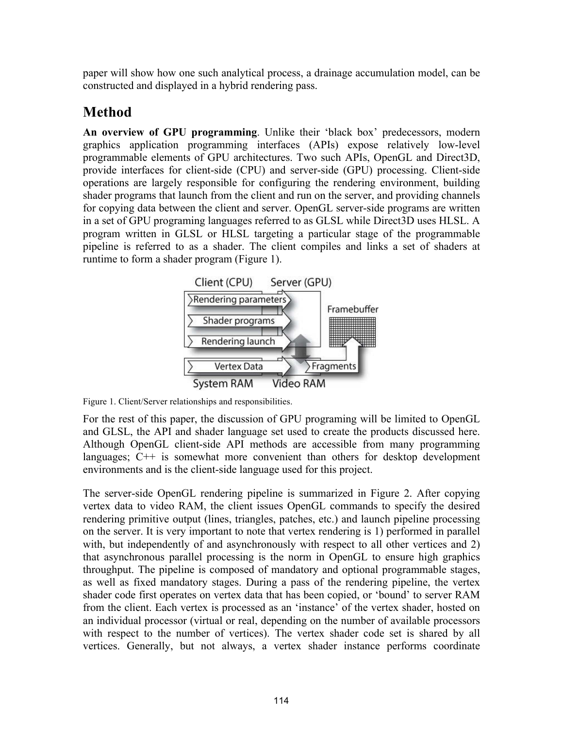paper will show how one such analytical process, a drainage accumulation model, can be constructed and displayed in a hybrid rendering pass.

## Method

**An overview of GPU programming**. Unlike their 'black box' predecessors, modern graphics application programming interfaces (APIs) expose relatively low-level programmable elements of GPU architectures. Two such APIs, OpenGL and Direct3D, provide interfaces for client-side (CPU) and server-side (GPU) processing. Client-side operations are largely responsible for configuring the rendering environment, building shader programs that launch from the client and run on the server, and providing channels for copying data between the client and server. OpenGL server-side programs are written in a set of GPU programing languages referred to as GLSL while Direct3D uses HLSL. A program written in GLSL or HLSL targeting a particular stage of the programmable pipeline is referred to as a shader. The client compiles and links a set of shaders at runtime to form a shader program (Figure 1).

Figure 1. Client/Server relationships and responsibilities.

For the rest of this paper, the discussion of GPU programing will be limited to OpenGL and GLSL, the API and shader language set used to create the products discussed here. Although OpenGL client-side API methods are accessible from many programming languages; C++ is somewhat more convenient than others for desktop development environments and is the client-side language used for this project.

The server-side OpenGL rendering pipeline is summarized in Figure 2. After copying vertex data to video RAM, the client issues OpenGL commands to specify the desired rendering primitive output (lines, triangles, patches, etc.) and launch pipeline processing on the server. It is very important to note that vertex rendering is 1) performed in parallel with, but independently of and asynchronously with respect to all other vertices and 2) that asynchronous parallel processing is the norm in OpenGL to ensure high graphics throughput. The pipeline is composed of mandatory and optional programmable stages, as well as fixed mandatory stages. During a pass of the rendering pipeline, the vertex shader code first operates on vertex data that has been copied, or 'bound' to server RAM from the client. Each vertex is processed as an 'instance' of the vertex shader, hosted on an individual processor (virtual or real, depending on the number of available processors with respect to the number of vertices). The vertex shader code set is shared by all vertices. Generally, but not always, a vertex shader instance performs coordinate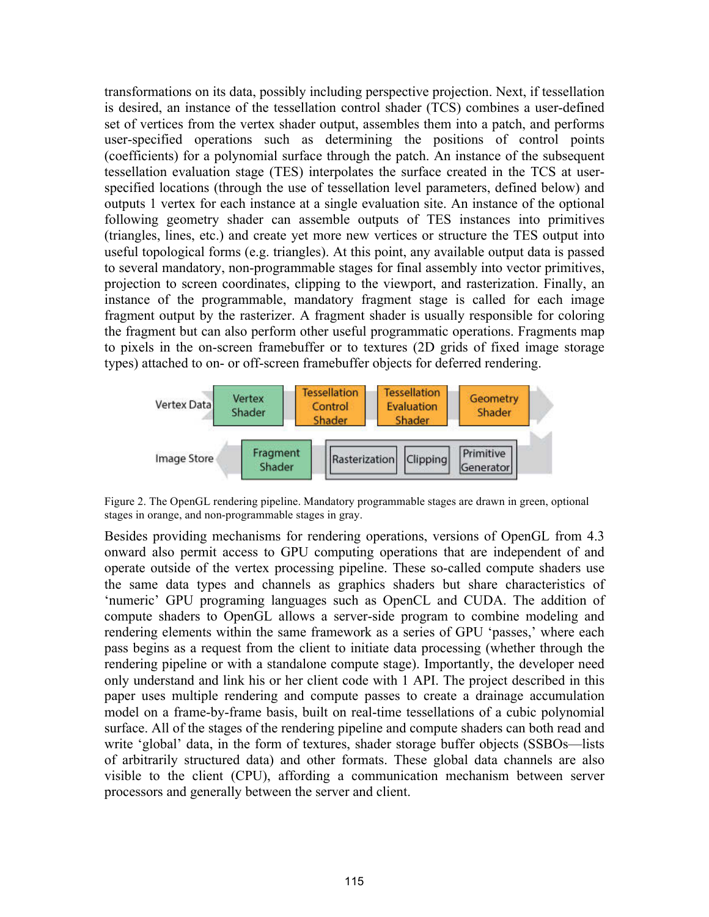transformations on its data, possibly including perspective projection. Next, if tessellation is desired, an instance of the tessellation control shader (TCS) combines a user-defined set of vertices from the vertex shader output, assembles them into a patch, and performs user-specified operations such as determining the positions of control points (coefficients) for a polynomial surface through the patch. An instance of the subsequent tessellation evaluation stage (TES) interpolates the surface created in the TCS at user-specified locations (through the use of tessellation level parameters, defined below) and outputs 1 vertex for each instance at a single evaluation site. An instance of the optional following geometry shader can assemble outputs of TES instances into primitives (triangles, lines, etc.) and create yet more new vertices or structure the TES output into useful topological forms (e.g. triangles). At this point, any available output data is passed to several mandatory, non-programmable stages for final assembly into vector primitives, projection to screen coordinates, clipping to the viewport, and rasterization. Finally, an instance of the programmable, mandatory fragment stage is called for each image fragment output by the rasterizer. A fragment shader is usually responsible for coloring the fragment but can also perform other useful programmatic operations. Fragments map to pixels in the on-screen framebuffer or to textures (2D grids of fixed image storage types) attached to on- or off-screen framebuffer objects for deferred rendering.

Vertex Data → Vertex Shader → Tessellation Control Shader → Tessellation Evaluation Shader → Geometry Shader → Primitive Generator → Clipping → Rasterization → Fragment Shader → Image Store

Figure 2. The OpenGL rendering pipeline. Mandatory programmable stages are drawn in green, optional stages in orange, and non-programmable stages in gray.

Besides providing mechanisms for rendering operations, versions of OpenGL from 4.3 onward also permit access to GPU computing operations that are independent of and operate outside of the vertex processing pipeline. These so-called compute shaders use the same data types and channels as graphics shaders but share characteristics of 'numeric' GPU programing languages such as OpenCL and CUDA. The addition of compute shaders to OpenGL allows a server-side program to combine modeling and rendering elements within the same framework as a series of GPU 'passes,' where each pass begins as a request from the client to initiate data processing (whether through the rendering pipeline or with a standalone compute stage). Importantly, the developer need only understand and link his or her client code with 1 API. The project described in this paper uses multiple rendering and compute passes to create a drainage accumulation model on a frame-by-frame basis, built on real-time tessellations of a cubic polynomial surface. All of the stages of the rendering pipeline and compute shaders can both read and write 'global' data, in the form of textures, shader storage buffer objects (SSBOs—lists of arbitrarily structured data) and other formats. These global data channels are also visible to the client (CPU), affording a communication mechanism between server processors and generally between the server and client.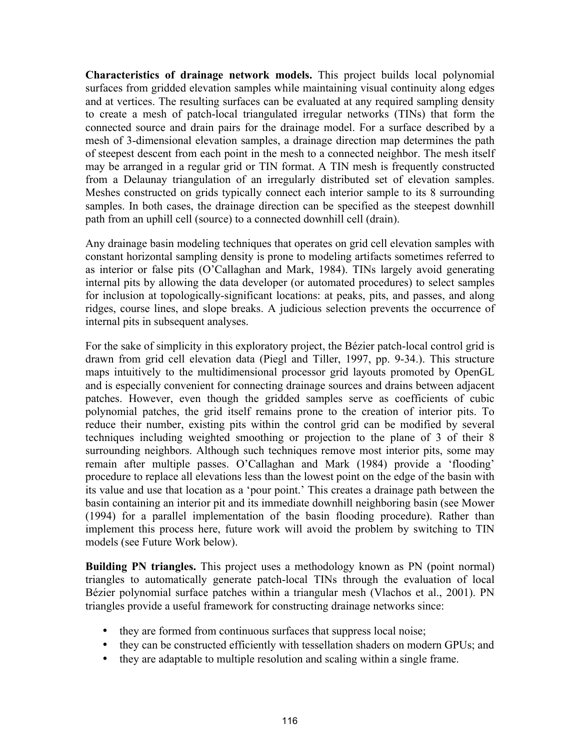**Characteristics of drainage network models.** This project builds local polynomial surfaces from gridded elevation samples while maintaining visual continuity along edges and at vertices. The resulting surfaces can be evaluated at any required sampling density to create a mesh of patch-local triangulated irregular networks (TINs) that form the connected source and drain pairs for the drainage model. For a surface described by a mesh of 3-dimensional elevation samples, a drainage direction map determines the path of steepest descent from each point in the mesh to a connected neighbor. The mesh itself may be arranged in a regular grid or TIN format. A TIN mesh is frequently constructed from a Delaunay triangulation of an irregularly distributed set of elevation samples. Meshes constructed on grids typically connect each interior sample to its 8 surrounding samples. In both cases, the drainage direction can be specified as the steepest downhill path from an uphill cell (source) to a connected downhill cell (drain).

Any drainage basin modeling techniques that operates on grid cell elevation samples with constant horizontal sampling density is prone to modeling artifacts sometimes referred to as interior or false pits (O'Callaghan and Mark, 1984). TINs largely avoid generating internal pits by allowing the data developer (or automated procedures) to select samples for inclusion at topologically-significant locations: at peaks, pits, and passes, and along ridges, course lines, and slope breaks. A judicious selection prevents the occurrence of internal pits in subsequent analyses.

For the sake of simplicity in this exploratory project, the Bézier patch-local control grid is drawn from grid cell elevation data (Piegl and Tiller, 1997, pp. 9-34.). This structure maps intuitively to the multidimensional processor grid layouts promoted by OpenGL and is especially convenient for connecting drainage sources and drains between adjacent patches. However, even though the gridded samples serve as coefficients of cubic polynomial patches, the grid itself remains prone to the creation of interior pits. To reduce their number, existing pits within the control grid can be modified by several techniques including weighted smoothing or projection to the plane of 3 of their 8 surrounding neighbors. Although such techniques remove most interior pits, some may remain after multiple passes. O'Callaghan and Mark (1984) provide a 'flooding' procedure to replace all elevations less than the lowest point on the edge of the basin with its value and use that location as a 'pour point.' This creates a drainage path between the basin containing an interior pit and its immediate downhill neighboring basin (see Mower (1994) for a parallel implementation of the basin flooding procedure). Rather than implement this process here, future work will avoid the problem by switching to TIN models (see Future Work below).

**Building PN triangles.** This project uses a methodology known as PN (point normal) triangles to automatically generate patch-local TINs through the evaluation of local Bézier polynomial surface patches within a triangular mesh (Vlachos et al., 2001). PN triangles provide a useful framework for constructing drainage networks since:

- they are formed from continuous surfaces that suppress local noise;
- they can be constructed efficiently with tessellation shaders on modern GPUs; and
- they are adaptable to multiple resolution and scaling within a single frame.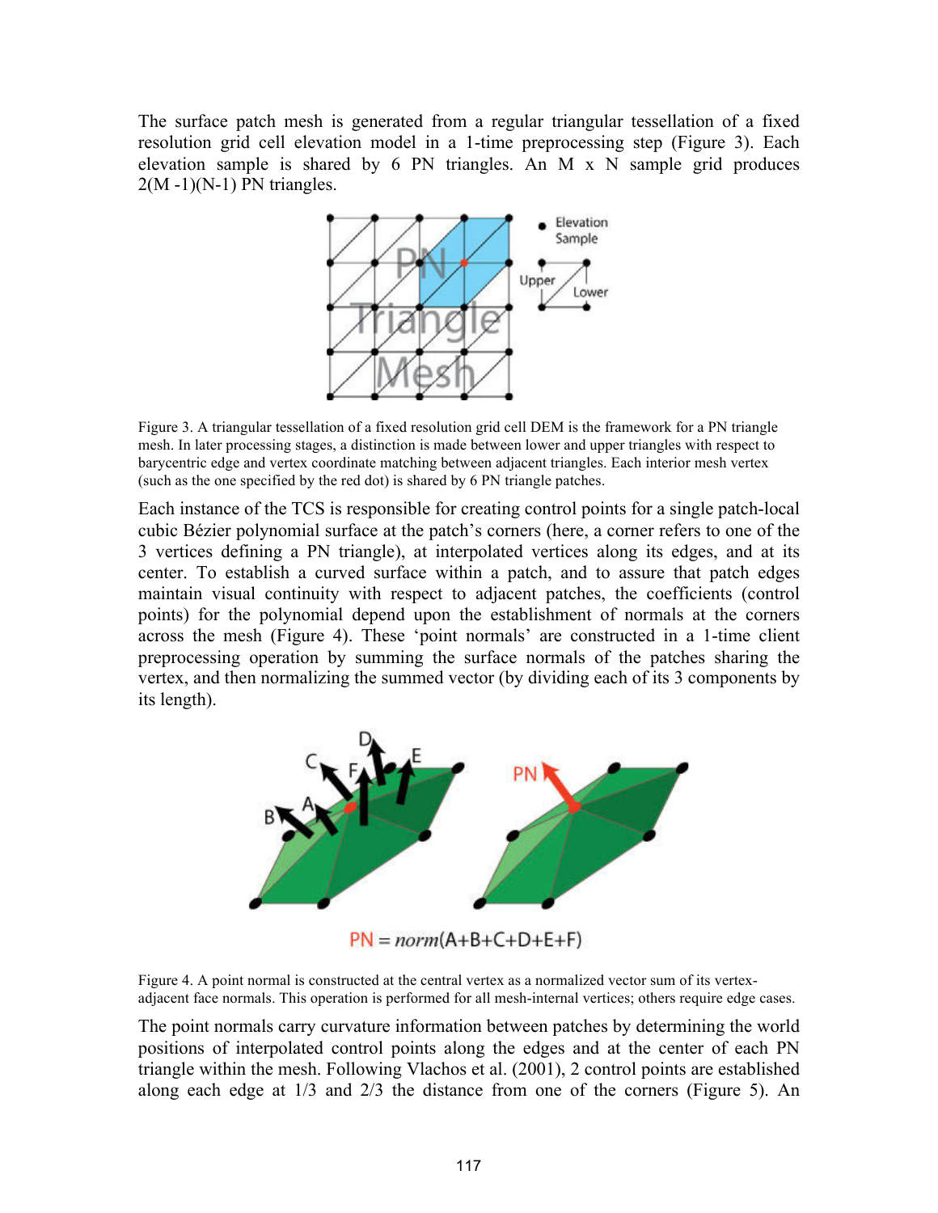The surface patch mesh is generated from a regular triangular tessellation of a fixed resolution grid cell elevation model in a 1-time preprocessing step (Figure 3). Each elevation sample is shared by 6 PN triangles. An M x N sample grid produces 2(M -1)(N-1) PN triangles.

Figure 3. A triangular tessellation of a fixed resolution grid cell DEM is the framework for a PN triangle mesh. In later processing stages, a distinction is made between lower and upper triangles with respect to barycentric edge and vertex coordinate matching between adjacent triangles. Each interior mesh vertex (such as the one specified by the red dot) is shared by 6 PN triangle patches.

Each instance of the TCS is responsible for creating control points for a single patch-local cubic Bézier polynomial surface at the patch's corners (here, a corner refers to one of the 3 vertices defining a PN triangle), at interpolated vertices along its edges, and at its center. To establish a curved surface within a patch, and to assure that patch edges maintain visual continuity with respect to adjacent patches, the coefficients (control points) for the polynomial depend upon the establishment of normals at the corners across the mesh (Figure 4). These 'point normals' are constructed in a 1-time client preprocessing operation by summing the surface normals of the patches sharing the vertex, and then normalizing the summed vector (by dividing each of its 3 components by its length).

$$\text{PN} = norm(\text{A+B+C+D+E+F})$$

Figure 4. A point normal is constructed at the central vertex as a normalized vector sum of its vertex-adjacent face normals. This operation is performed for all mesh-internal vertices; others require edge cases.

The point normals carry curvature information between patches by determining the world positions of interpolated control points along the edges and at the center of each PN triangle within the mesh. Following Vlachos et al. (2001), 2 control points are established along each edge at 1/3 and 2/3 the distance from one of the corners (Figure 5). An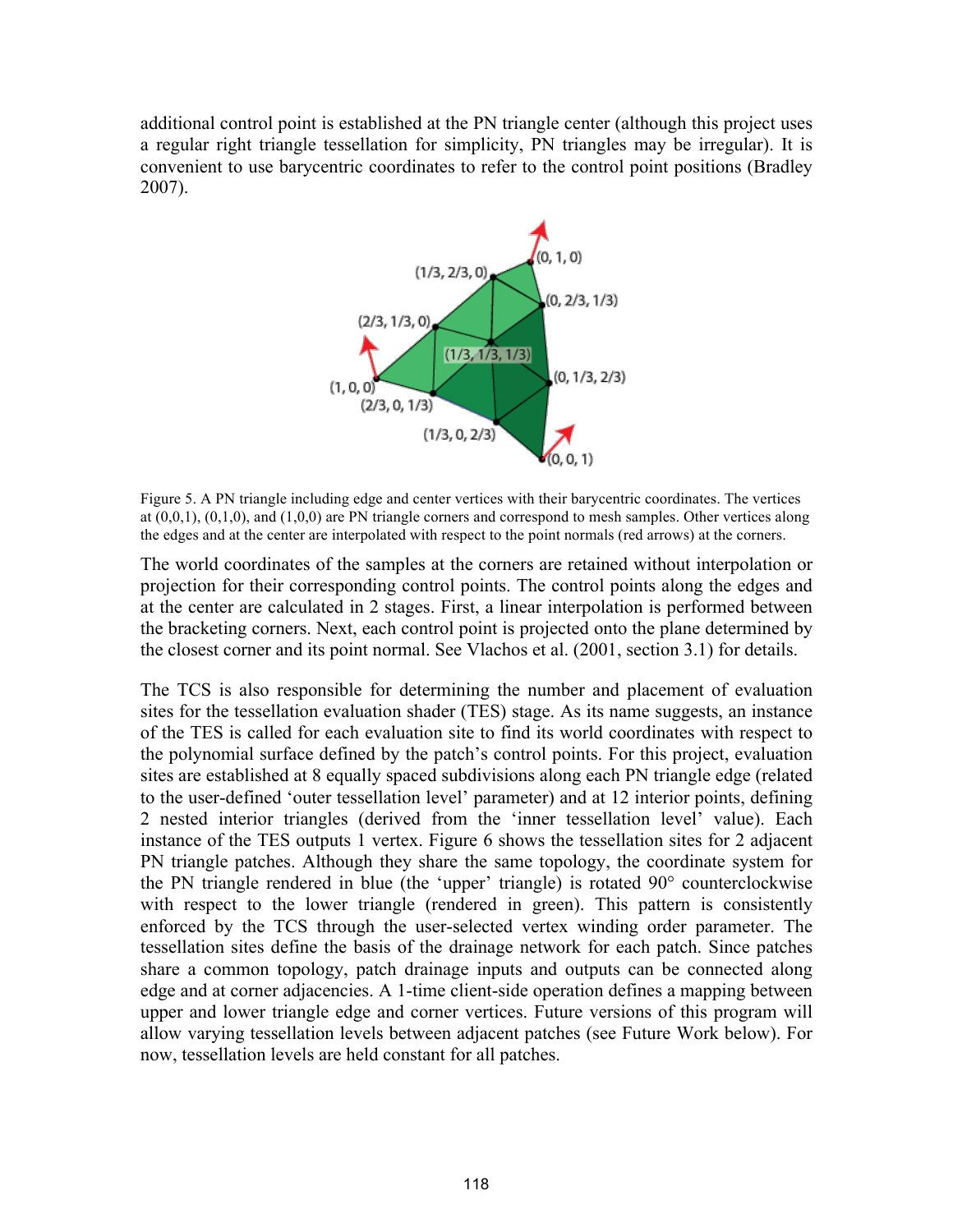additional control point is established at the PN triangle center (although this project uses a regular right triangle tessellation for simplicity, PN triangles may be irregular). It is convenient to use barycentric coordinates to refer to the control point positions (Bradley 2007).

Figure 5. A PN triangle including edge and center vertices with their barycentric coordinates. The vertices at (0,0,1), (0,1,0), and (1,0,0) are PN triangle corners and correspond to mesh samples. Other vertices along the edges and at the center are interpolated with respect to the point normals (red arrows) at the corners.

The world coordinates of the samples at the corners are retained without interpolation or projection for their corresponding control points. The control points along the edges and at the center are calculated in 2 stages. First, a linear interpolation is performed between the bracketing corners. Next, each control point is projected onto the plane determined by the closest corner and its point normal. See Vlachos et al. (2001, section 3.1) for details.

The TCS is also responsible for determining the number and placement of evaluation sites for the tessellation evaluation shader (TES) stage. As its name suggests, an instance of the TES is called for each evaluation site to find its world coordinates with respect to the polynomial surface defined by the patch's control points. For this project, evaluation sites are established at 8 equally spaced subdivisions along each PN triangle edge (related to the user-defined 'outer tessellation level' parameter) and at 12 interior points, defining 2 nested interior triangles (derived from the 'inner tessellation level' value). Each instance of the TES outputs 1 vertex. Figure 6 shows the tessellation sites for 2 adjacent PN triangle patches. Although they share the same topology, the coordinate system for the PN triangle rendered in blue (the 'upper' triangle) is rotated 90° counterclockwise with respect to the lower triangle (rendered in green). This pattern is consistently enforced by the TCS through the user-selected vertex winding order parameter. The tessellation sites define the basis of the drainage network for each patch. Since patches share a common topology, patch drainage inputs and outputs can be connected along edge and at corner adjacencies. A 1-time client-side operation defines a mapping between upper and lower triangle edge and corner vertices. Future versions of this program will allow varying tessellation levels between adjacent patches (see Future Work below). For now, tessellation levels are held constant for all patches.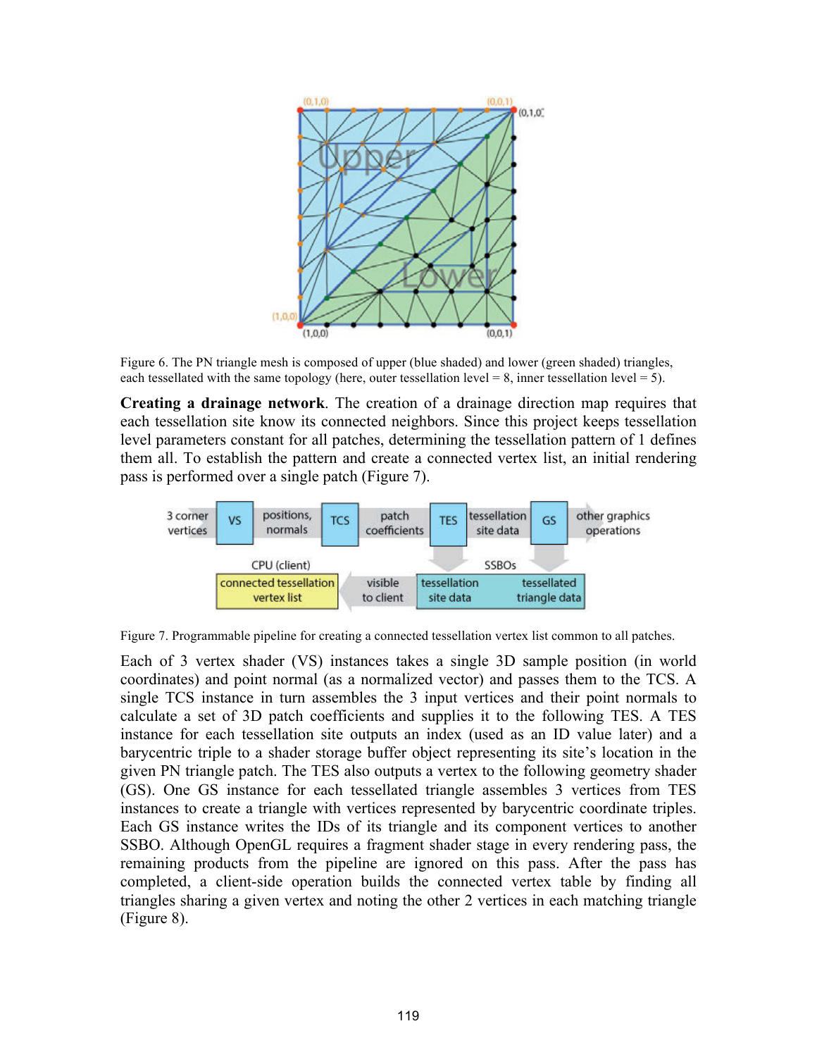Figure 6. The PN triangle mesh is composed of upper (blue shaded) and lower (green shaded) triangles, each tessellated with the same topology (here, outer tessellation level = 8, inner tessellation level = 5).

**Creating a drainage network**. The creation of a drainage direction map requires that each tessellation site know its connected neighbors. Since this project keeps tessellation level parameters constant for all patches, determining the tessellation pattern of 1 defines them all. To establish the pattern and create a connected vertex list, an initial rendering pass is performed over a single patch (Figure 7).

Figure 7. Programmable pipeline for creating a connected tessellation vertex list common to all patches.

Each of 3 vertex shader (VS) instances takes a single 3D sample position (in world coordinates) and point normal (as a normalized vector) and passes them to the TCS. A single TCS instance in turn assembles the 3 input vertices and their point normals to calculate a set of 3D patch coefficients and supplies it to the following TES. A TES instance for each tessellation site outputs an index (used as an ID value later) and a barycentric triple to a shader storage buffer object representing its site's location in the given PN triangle patch. The TES also outputs a vertex to the following geometry shader (GS). One GS instance for each tessellated triangle assembles 3 vertices from TES instances to create a triangle with vertices represented by barycentric coordinate triples. Each GS instance writes the IDs of its triangle and its component vertices to another SSBO. Although OpenGL requires a fragment shader stage in every rendering pass, the remaining products from the pipeline are ignored on this pass. After the pass has completed, a client-side operation builds the connected vertex table by finding all triangles sharing a given vertex and noting the other 2 vertices in each matching triangle (Figure 8).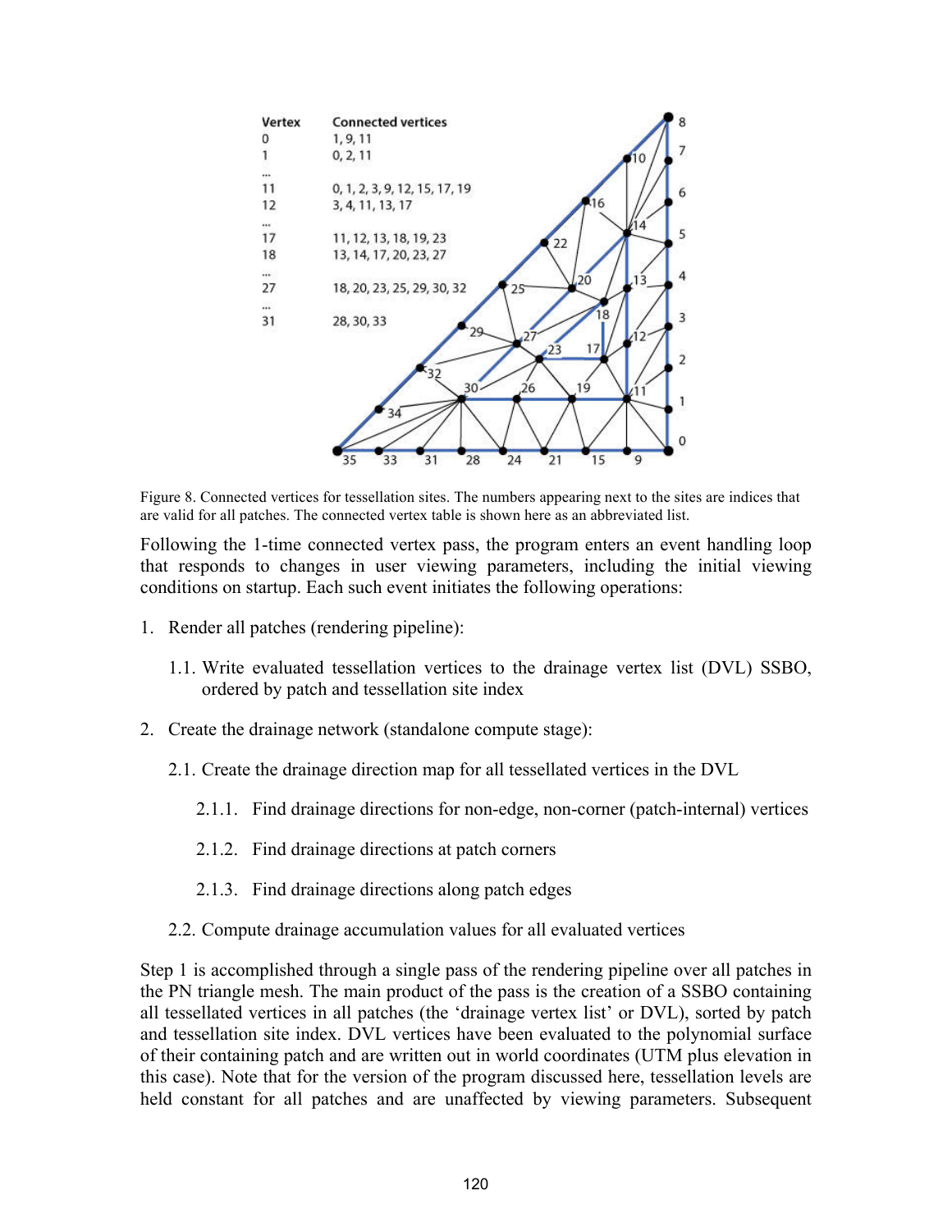| Vertex | Connected vertices |
|---|---|
| 0 | 1, 9, 11 |
| 1 | 0, 2, 11 |
| ... | |
| 11 | 0, 1, 2, 3, 9, 12, 15, 17, 19 |
| 12 | 3, 4, 11, 13, 17 |
| ... | |
| 17 | 11, 12, 13, 18, 19, 23 |
| 18 | 13, 14, 17, 20, 23, 27 |
| ... | |
| 27 | 18, 20, 23, 25, 29, 30, 32 |
| ... | |
| 31 | 28, 30, 33 |

Figure 8. Connected vertices for tessellation sites. The numbers appearing next to the sites are indices that are valid for all patches. The connected vertex table is shown here as an abbreviated list.

Following the 1-time connected vertex pass, the program enters an event handling loop that responds to changes in user viewing parameters, including the initial viewing conditions on startup. Each such event initiates the following operations:

1. Render all patches (rendering pipeline):
   - 1.1. Write evaluated tessellation vertices to the drainage vertex list (DVL) SSBO, ordered by patch and tessellation site index
2. Create the drainage network (standalone compute stage):
   - 2.1. Create the drainage direction map for all tessellated vertices in the DVL
     - 2.1.1. Find drainage directions for non-edge, non-corner (patch-internal) vertices
     - 2.1.2. Find drainage directions at patch corners
     - 2.1.3. Find drainage directions along patch edges
   - 2.2. Compute drainage accumulation values for all evaluated vertices

Step 1 is accomplished through a single pass of the rendering pipeline over all patches in the PN triangle mesh. The main product of the pass is the creation of a SSBO containing all tessellated vertices in all patches (the 'drainage vertex list' or DVL), sorted by patch and tessellation site index. DVL vertices have been evaluated to the polynomial surface of their containing patch and are written out in world coordinates (UTM plus elevation in this case). Note that for the version of the program discussed here, tessellation levels are held constant for all patches and are unaffected by viewing parameters. Subsequent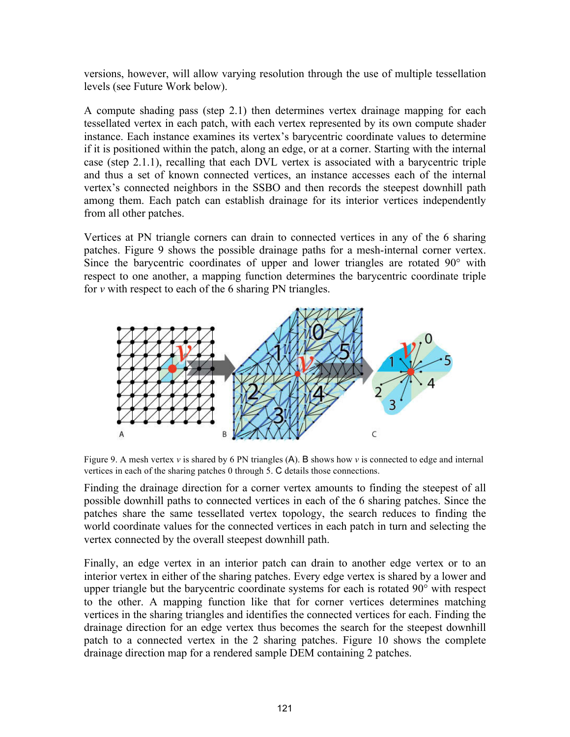versions, however, will allow varying resolution through the use of multiple tessellation levels (see Future Work below).

A compute shading pass (step 2.1) then determines vertex drainage mapping for each tessellated vertex in each patch, with each vertex represented by its own compute shader instance. Each instance examines its vertex's barycentric coordinate values to determine if it is positioned within the patch, along an edge, or at a corner. Starting with the internal case (step 2.1.1), recalling that each DVL vertex is associated with a barycentric triple and thus a set of known connected vertices, an instance accesses each of the internal vertex's connected neighbors in the SSBO and then records the steepest downhill path among them. Each patch can establish drainage for its interior vertices independently from all other patches.

Vertices at PN triangle corners can drain to connected vertices in any of the 6 sharing patches. Figure 9 shows the possible drainage paths for a mesh-internal corner vertex. Since the barycentric coordinates of upper and lower triangles are rotated 90° with respect to one another, a mapping function determines the barycentric coordinate triple for *v* with respect to each of the 6 sharing PN triangles.

Figure 9. A mesh vertex *v* is shared by 6 PN triangles (A). B shows how *v* is connected to edge and internal vertices in each of the sharing patches 0 through 5. C details those connections.

Finding the drainage direction for a corner vertex amounts to finding the steepest of all possible downhill paths to connected vertices in each of the 6 sharing patches. Since the patches share the same tessellated vertex topology, the search reduces to finding the world coordinate values for the connected vertices in each patch in turn and selecting the vertex connected by the overall steepest downhill path.

Finally, an edge vertex in an interior patch can drain to another edge vertex or to an interior vertex in either of the sharing patches. Every edge vertex is shared by a lower and upper triangle but the barycentric coordinate systems for each is rotated 90° with respect to the other. A mapping function like that for corner vertices determines matching vertices in the sharing triangles and identifies the connected vertices for each. Finding the drainage direction for an edge vertex thus becomes the search for the steepest downhill patch to a connected vertex in the 2 sharing patches. Figure 10 shows the complete drainage direction map for a rendered sample DEM containing 2 patches.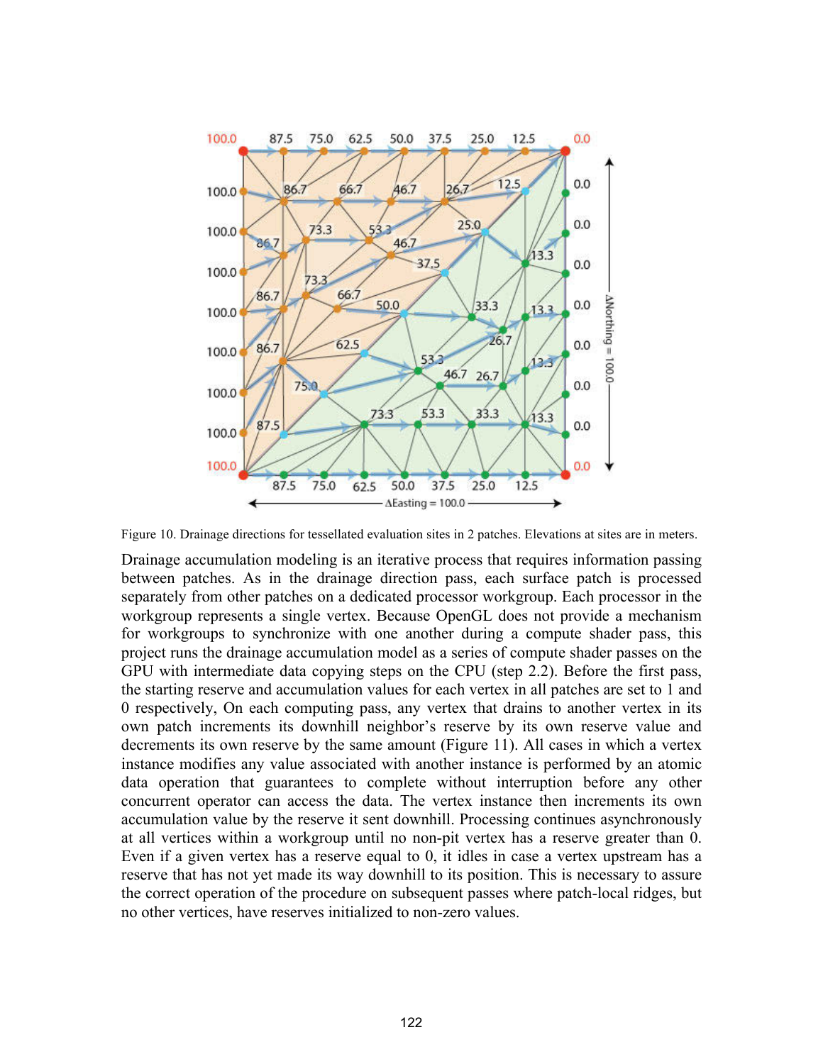Figure 10. Drainage directions for tessellated evaluation sites in 2 patches. Elevations at sites are in meters.

Drainage accumulation modeling is an iterative process that requires information passing between patches. As in the drainage direction pass, each surface patch is processed separately from other patches on a dedicated processor workgroup. Each processor in the workgroup represents a single vertex. Because OpenGL does not provide a mechanism for workgroups to synchronize with one another during a compute shader pass, this project runs the drainage accumulation model as a series of compute shader passes on the GPU with intermediate data copying steps on the CPU (step 2.2). Before the first pass, the starting reserve and accumulation values for each vertex in all patches are set to 1 and 0 respectively, On each computing pass, any vertex that drains to another vertex in its own patch increments its downhill neighbor's reserve by its own reserve value and decrements its own reserve by the same amount (Figure 11). All cases in which a vertex instance modifies any value associated with another instance is performed by an atomic data operation that guarantees to complete without interruption before any other concurrent operator can access the data. The vertex instance then increments its own accumulation value by the reserve it sent downhill. Processing continues asynchronously at all vertices within a workgroup until no non-pit vertex has a reserve greater than 0. Even if a given vertex has a reserve equal to 0, it idles in case a vertex upstream has a reserve that has not yet made its way downhill to its position. This is necessary to assure the correct operation of the procedure on subsequent passes where patch-local ridges, but no other vertices, have reserves initialized to non-zero values.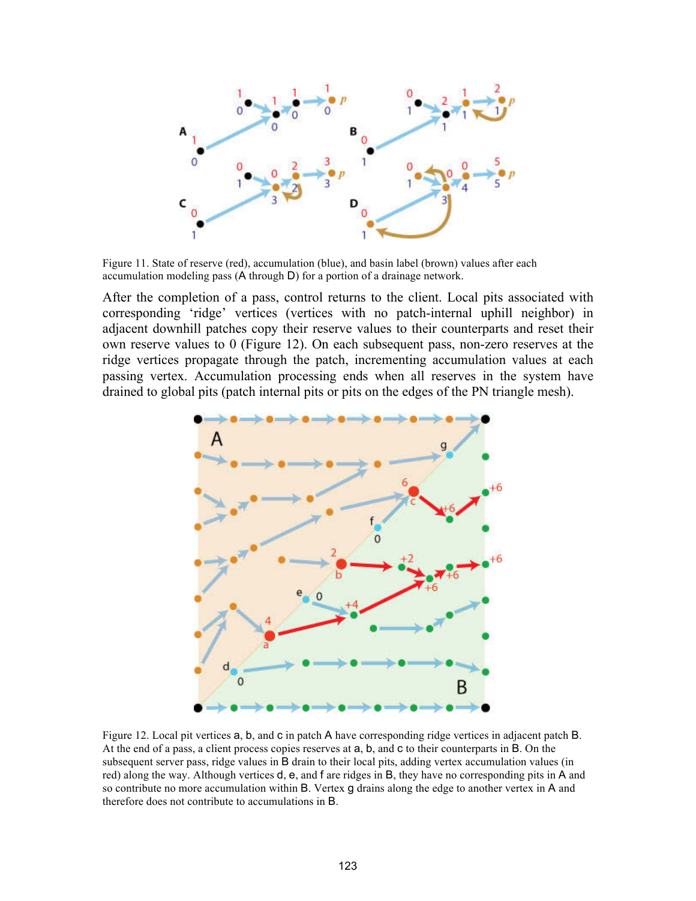Figure 11. State of reserve (red), accumulation (blue), and basin label (brown) values after each accumulation modeling pass (A through D) for a portion of a drainage network.

After the completion of a pass, control returns to the client. Local pits associated with corresponding 'ridge' vertices (vertices with no patch-internal uphill neighbor) in adjacent downhill patches copy their reserve values to their counterparts and reset their own reserve values to 0 (Figure 12). On each subsequent pass, non-zero reserves at the ridge vertices propagate through the patch, incrementing accumulation values at each passing vertex. Accumulation processing ends when all reserves in the system have drained to global pits (patch internal pits or pits on the edges of the PN triangle mesh).

Figure 12. Local pit vertices a, b, and c in patch A have corresponding ridge vertices in adjacent patch B. At the end of a pass, a client process copies reserves at a, b, and c to their counterparts in B. On the subsequent server pass, ridge values in B drain to their local pits, adding vertex accumulation values (in red) along the way. Although vertices d, e, and f are ridges in B, they have no corresponding pits in A and so contribute no more accumulation within B. Vertex g drains along the edge to another vertex in A and therefore does not contribute to accumulations in B.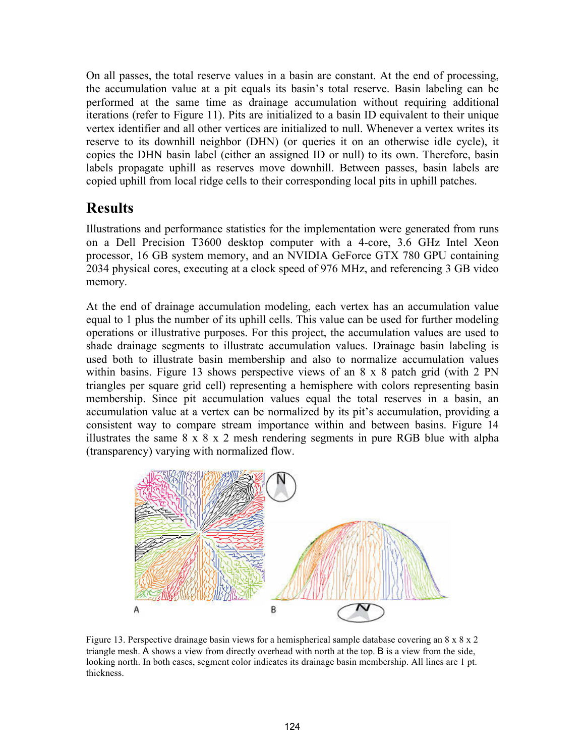On all passes, the total reserve values in a basin are constant. At the end of processing, the accumulation value at a pit equals its basin's total reserve. Basin labeling can be performed at the same time as drainage accumulation without requiring additional iterations (refer to Figure 11). Pits are initialized to a basin ID equivalent to their unique vertex identifier and all other vertices are initialized to null. Whenever a vertex writes its reserve to its downhill neighbor (DHN) (or queries it on an otherwise idle cycle), it copies the DHN basin label (either an assigned ID or null) to its own. Therefore, basin labels propagate uphill as reserves move downhill. Between passes, basin labels are copied uphill from local ridge cells to their corresponding local pits in uphill patches.

## Results

Illustrations and performance statistics for the implementation were generated from runs on a Dell Precision T3600 desktop computer with a 4-core, 3.6 GHz Intel Xeon processor, 16 GB system memory, and an NVIDIA GeForce GTX 780 GPU containing 2034 physical cores, executing at a clock speed of 976 MHz, and referencing 3 GB video memory.

At the end of drainage accumulation modeling, each vertex has an accumulation value equal to 1 plus the number of its uphill cells. This value can be used for further modeling operations or illustrative purposes. For this project, the accumulation values are used to shade drainage segments to illustrate accumulation values. Drainage basin labeling is used both to illustrate basin membership and also to normalize accumulation values within basins. Figure 13 shows perspective views of an 8 x 8 patch grid (with 2 PN triangles per square grid cell) representing a hemisphere with colors representing basin membership. Since pit accumulation values equal the total reserves in a basin, an accumulation value at a vertex can be normalized by its pit's accumulation, providing a consistent way to compare stream importance within and between basins. Figure 14 illustrates the same 8 x 8 x 2 mesh rendering segments in pure RGB blue with alpha (transparency) varying with normalized flow.

Figure 13. Perspective drainage basin views for a hemispherical sample database covering an 8 x 8 x 2 triangle mesh. A shows a view from directly overhead with north at the top. B is a view from the side, looking north. In both cases, segment color indicates its drainage basin membership. All lines are 1 pt. thickness.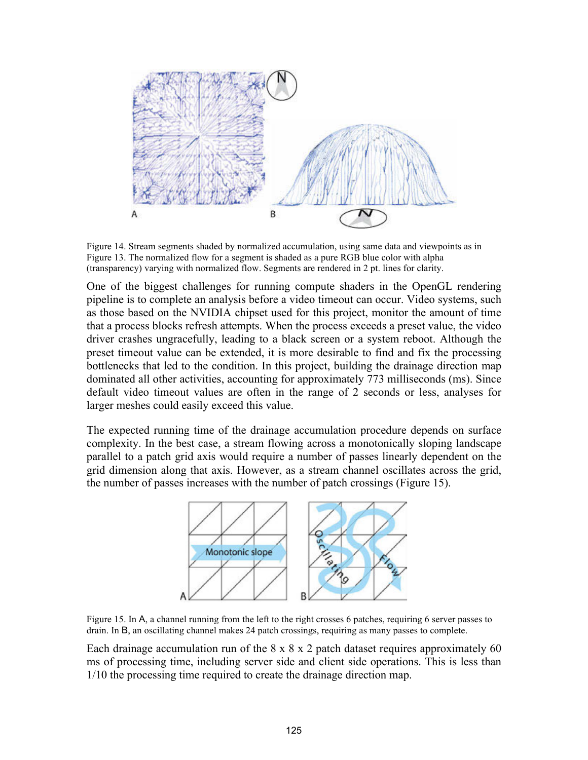Figure 14. Stream segments shaded by normalized accumulation, using same data and viewpoints as in Figure 13. The normalized flow for a segment is shaded as a pure RGB blue color with alpha (transparency) varying with normalized flow. Segments are rendered in 2 pt. lines for clarity.

One of the biggest challenges for running compute shaders in the OpenGL rendering pipeline is to complete an analysis before a video timeout can occur. Video systems, such as those based on the NVIDIA chipset used for this project, monitor the amount of time that a process blocks refresh attempts. When the process exceeds a preset value, the video driver crashes ungracefully, leading to a black screen or a system reboot. Although the preset timeout value can be extended, it is more desirable to find and fix the processing bottlenecks that led to the condition. In this project, building the drainage direction map dominated all other activities, accounting for approximately 773 milliseconds (ms). Since default video timeout values are often in the range of 2 seconds or less, analyses for larger meshes could easily exceed this value.

The expected running time of the drainage accumulation procedure depends on surface complexity. In the best case, a stream flowing across a monotonically sloping landscape parallel to a patch grid axis would require a number of passes linearly dependent on the grid dimension along that axis. However, as a stream channel oscillates across the grid, the number of passes increases with the number of patch crossings (Figure 15).

Figure 15. In A, a channel running from the left to the right crosses 6 patches, requiring 6 server passes to drain. In B, an oscillating channel makes 24 patch crossings, requiring as many passes to complete.

Each drainage accumulation run of the 8 x 8 x 2 patch dataset requires approximately 60 ms of processing time, including server side and client side operations. This is less than 1/10 the processing time required to create the drainage direction map.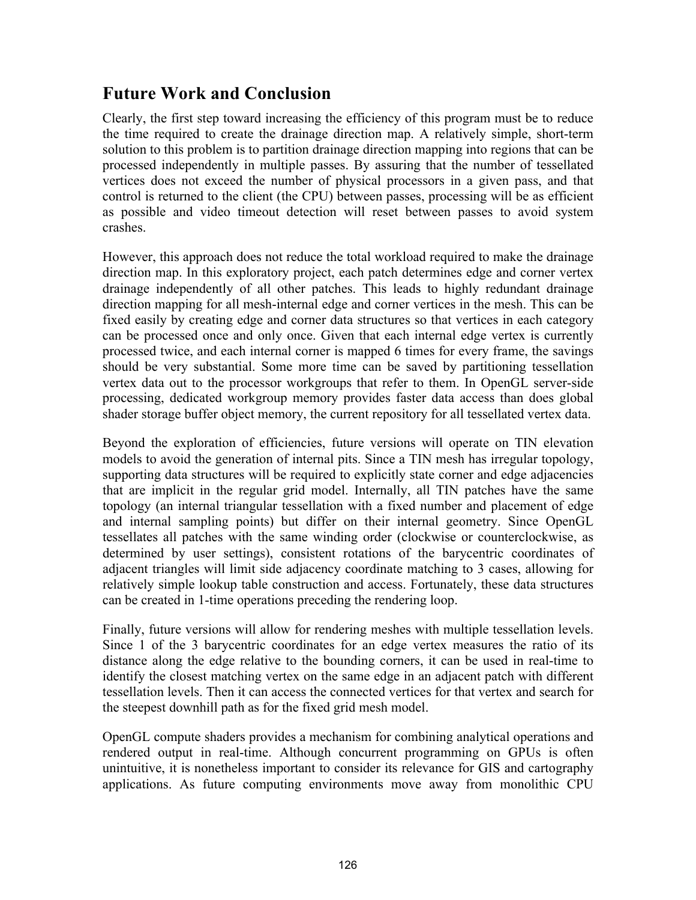## Future Work and Conclusion

Clearly, the first step toward increasing the efficiency of this program must be to reduce the time required to create the drainage direction map. A relatively simple, short-term solution to this problem is to partition drainage direction mapping into regions that can be processed independently in multiple passes. By assuring that the number of tessellated vertices does not exceed the number of physical processors in a given pass, and that control is returned to the client (the CPU) between passes, processing will be as efficient as possible and video timeout detection will reset between passes to avoid system crashes.

However, this approach does not reduce the total workload required to make the drainage direction map. In this exploratory project, each patch determines edge and corner vertex drainage independently of all other patches. This leads to highly redundant drainage direction mapping for all mesh-internal edge and corner vertices in the mesh. This can be fixed easily by creating edge and corner data structures so that vertices in each category can be processed once and only once. Given that each internal edge vertex is currently processed twice, and each internal corner is mapped 6 times for every frame, the savings should be very substantial. Some more time can be saved by partitioning tessellation vertex data out to the processor workgroups that refer to them. In OpenGL server-side processing, dedicated workgroup memory provides faster data access than does global shader storage buffer object memory, the current repository for all tessellated vertex data.

Beyond the exploration of efficiencies, future versions will operate on TIN elevation models to avoid the generation of internal pits. Since a TIN mesh has irregular topology, supporting data structures will be required to explicitly state corner and edge adjacencies that are implicit in the regular grid model. Internally, all TIN patches have the same topology (an internal triangular tessellation with a fixed number and placement of edge and internal sampling points) but differ on their internal geometry. Since OpenGL tessellates all patches with the same winding order (clockwise or counterclockwise, as determined by user settings), consistent rotations of the barycentric coordinates of adjacent triangles will limit side adjacency coordinate matching to 3 cases, allowing for relatively simple lookup table construction and access. Fortunately, these data structures can be created in 1-time operations preceding the rendering loop.

Finally, future versions will allow for rendering meshes with multiple tessellation levels. Since 1 of the 3 barycentric coordinates for an edge vertex measures the ratio of its distance along the edge relative to the bounding corners, it can be used in real-time to identify the closest matching vertex on the same edge in an adjacent patch with different tessellation levels. Then it can access the connected vertices for that vertex and search for the steepest downhill path as for the fixed grid mesh model.

OpenGL compute shaders provides a mechanism for combining analytical operations and rendered output in real-time. Although concurrent programming on GPUs is often unintuitive, it is nonetheless important to consider its relevance for GIS and cartography applications. As future computing environments move away from monolithic CPU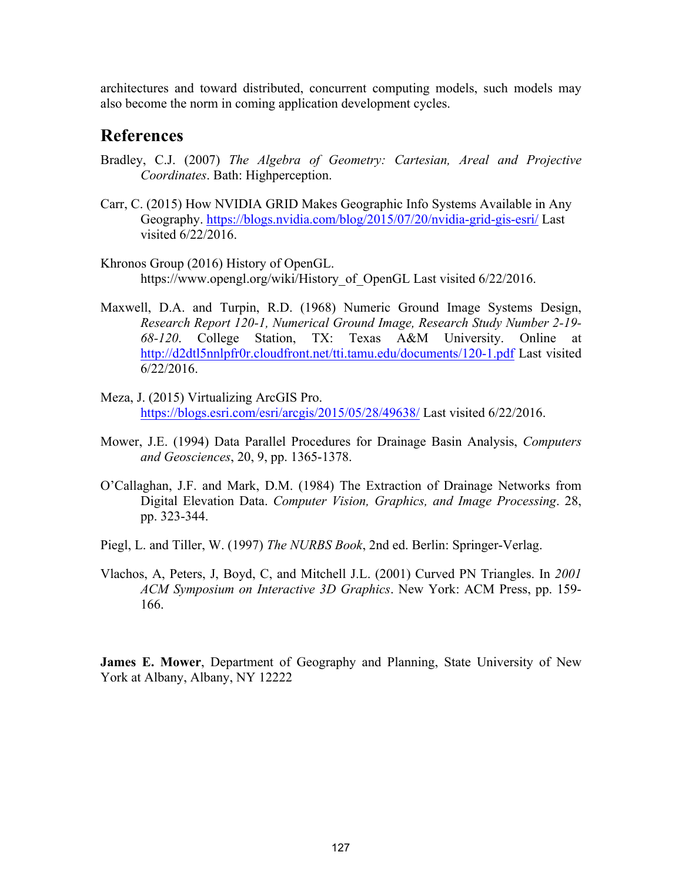architectures and toward distributed, concurrent computing models, such models may also become the norm in coming application development cycles.

## References

Bradley, C.J. (2007) *The Algebra of Geometry: Cartesian, Areal and Projective Coordinates*. Bath: Highperception.

Carr, C. (2015) How NVIDIA GRID Makes Geographic Info Systems Available in Any Geography. https://blogs.nvidia.com/blog/2015/07/20/nvidia-grid-gis-esri/ Last visited 6/22/2016.

Khronos Group (2016) History of OpenGL. https://www.opengl.org/wiki/History_of_OpenGL Last visited 6/22/2016.

Maxwell, D.A. and Turpin, R.D. (1968) Numeric Ground Image Systems Design, *Research Report 120-1, Numerical Ground Image, Research Study Number 2-19-68-120*. College Station, TX: Texas A&M University. Online at http://d2dtl5nnlpfr0r.cloudfront.net/tti.tamu.edu/documents/120-1.pdf Last visited 6/22/2016.

Meza, J. (2015) Virtualizing ArcGIS Pro. https://blogs.esri.com/esri/arcgis/2015/05/28/49638/ Last visited 6/22/2016.

Mower, J.E. (1994) Data Parallel Procedures for Drainage Basin Analysis, *Computers and Geosciences*, 20, 9, pp. 1365-1378.

O'Callaghan, J.F. and Mark, D.M. (1984) The Extraction of Drainage Networks from Digital Elevation Data. *Computer Vision, Graphics, and Image Processing*. 28, pp. 323-344.

Piegl, L. and Tiller, W. (1997) *The NURBS Book*, 2nd ed. Berlin: Springer-Verlag.

Vlachos, A, Peters, J, Boyd, C, and Mitchell J.L. (2001) Curved PN Triangles. In *2001 ACM Symposium on Interactive 3D Graphics*. New York: ACM Press, pp. 159-166.

**James E. Mower**, Department of Geography and Planning, State University of New York at Albany, Albany, NY 12222